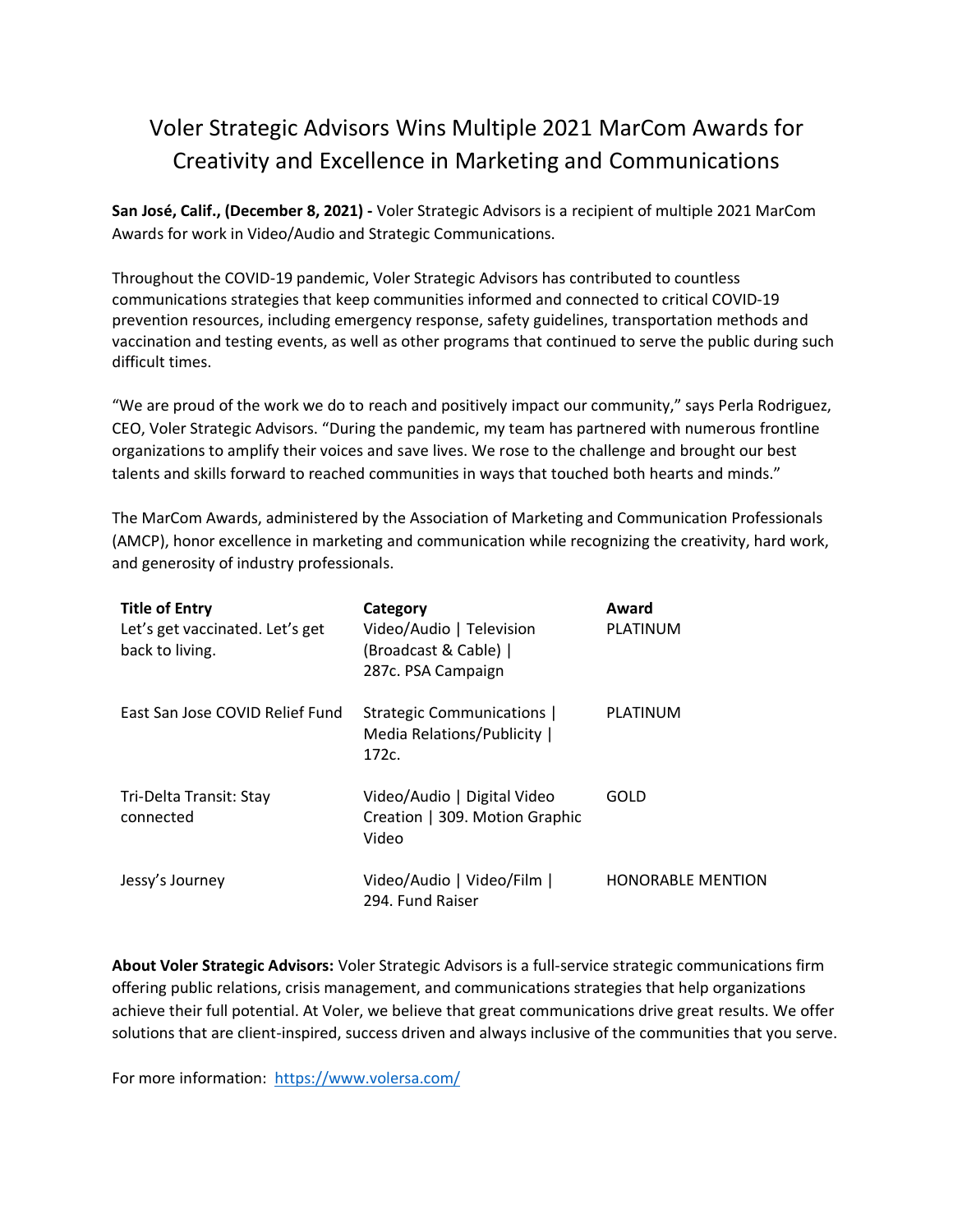# Voler Strategic Advisors Wins Multiple 2021 MarCom Awards for Creativity and Excellence in Marketing and Communications

**San José, Calif., (December 8, 2021) -** Voler Strategic Advisors is a recipient of multiple 2021 MarCom Awards for work in Video/Audio and Strategic Communications.

Throughout the COVID-19 pandemic, Voler Strategic Advisors has contributed to countless communications strategies that keep communities informed and connected to critical COVID-19 prevention resources, including emergency response, safety guidelines, transportation methods and vaccination and testing events, as well as other programs that continued to serve the public during such difficult times.

"We are proud of the work we do to reach and positively impact our community," says Perla Rodriguez, CEO, Voler Strategic Advisors. "During the pandemic, my team has partnered with numerous frontline organizations to amplify their voices and save lives. We rose to the challenge and brought our best talents and skills forward to reached communities in ways that touched both hearts and minds."

The MarCom Awards, administered by the Association of Marketing and Communication Professionals (AMCP), honor excellence in marketing and communication while recognizing the creativity, hard work, and generosity of industry professionals.

| Title of Entry | Category | Award |
|---|---|---|
| Let's get vaccinated. Let's get back to living. | Video/Audio \| Television (Broadcast & Cable) \| 287c. PSA Campaign | PLATINUM |
| East San Jose COVID Relief Fund | Strategic Communications \| Media Relations/Publicity \| 172c. | PLATINUM |
| Tri-Delta Transit: Stay connected | Video/Audio \| Digital Video Creation \| 309. Motion Graphic Video | GOLD |
| Jessy's Journey | Video/Audio \| Video/Film \| 294. Fund Raiser | HONORABLE MENTION |

**About Voler Strategic Advisors:** Voler Strategic Advisors is a full-service strategic communications firm offering public relations, crisis management, and communications strategies that help organizations achieve their full potential. At Voler, we believe that great communications drive great results. We offer solutions that are client-inspired, success driven and always inclusive of the communities that you serve.

For more information: https://www.volersa.com/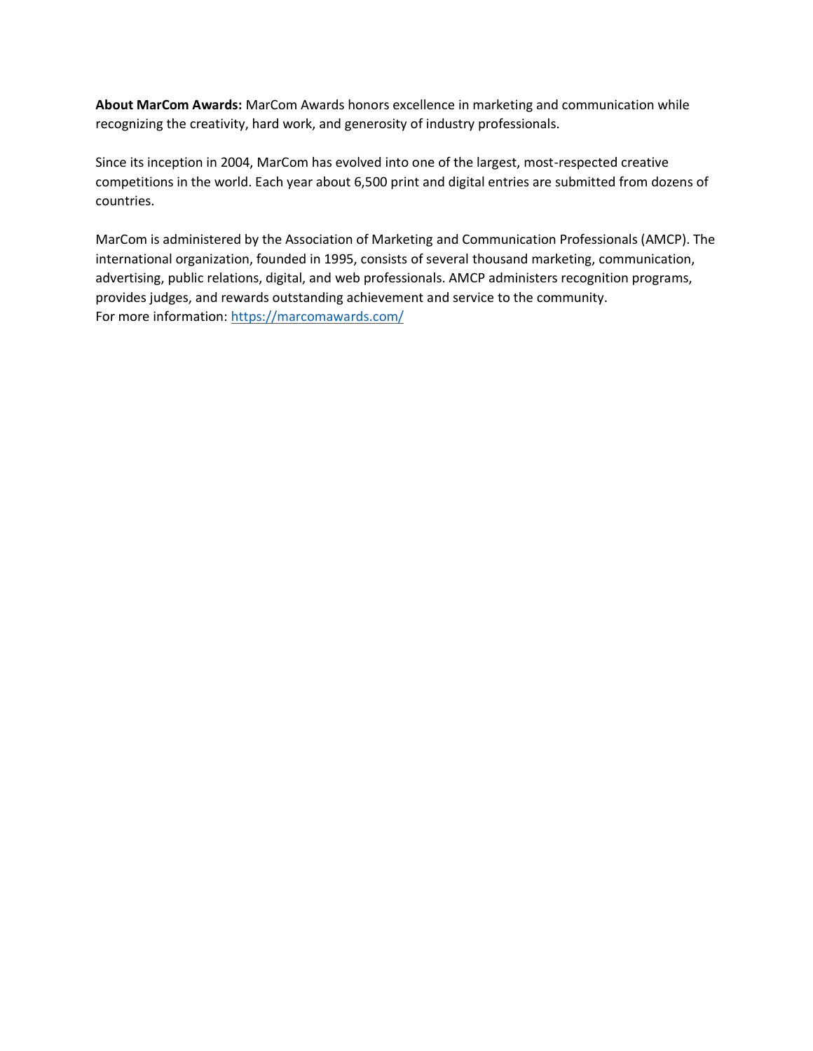**About MarCom Awards:** MarCom Awards honors excellence in marketing and communication while recognizing the creativity, hard work, and generosity of industry professionals.

Since its inception in 2004, MarCom has evolved into one of the largest, most-respected creative competitions in the world. Each year about 6,500 print and digital entries are submitted from dozens of countries.

MarCom is administered by the Association of Marketing and Communication Professionals (AMCP). The international organization, founded in 1995, consists of several thousand marketing, communication, advertising, public relations, digital, and web professionals. AMCP administers recognition programs, provides judges, and rewards outstanding achievement and service to the community.
For more information: https://marcomawards.com/